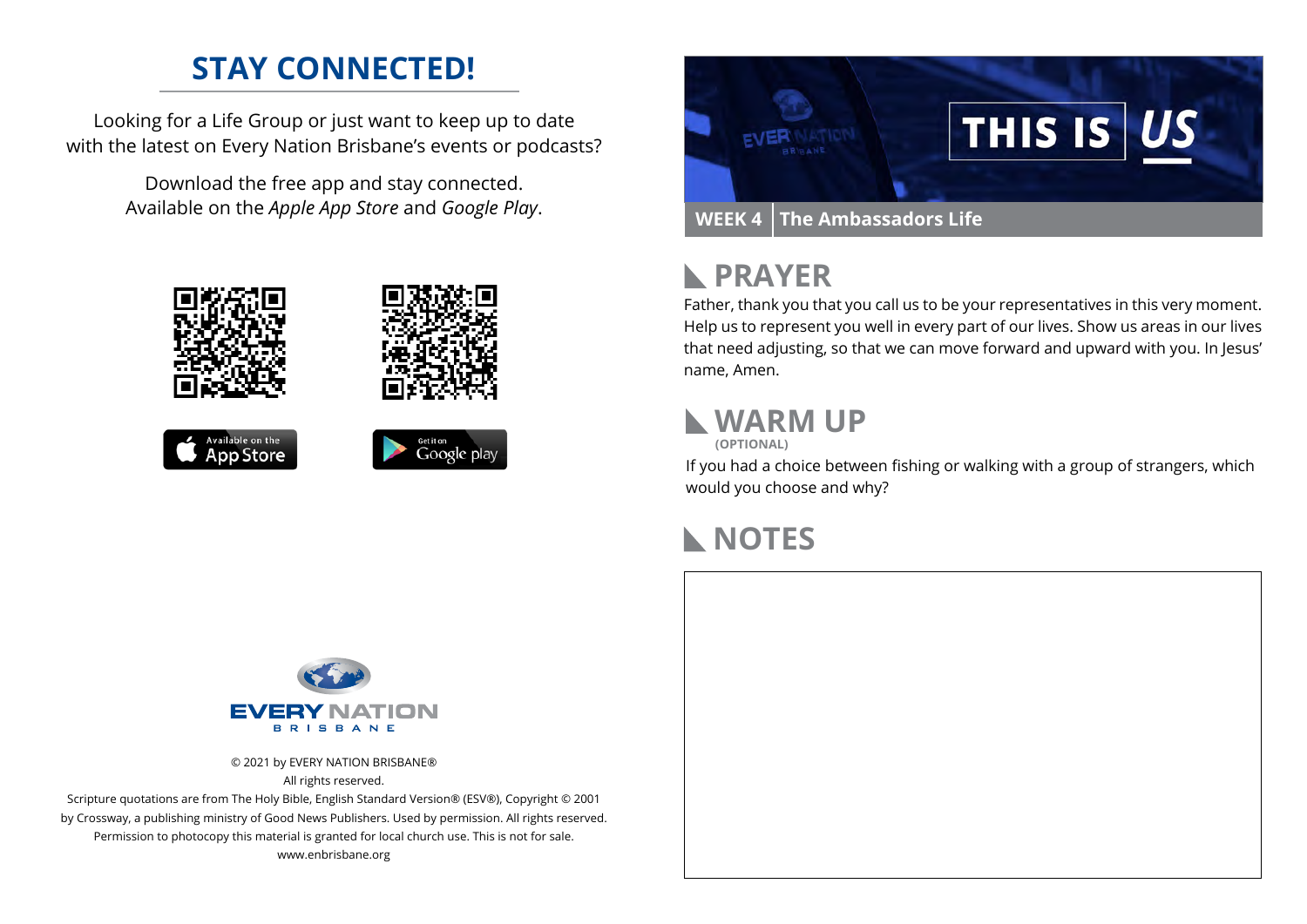## STAY CONNECTED!

Looking for a Life Group or just want to keep up to date with the latest on Every Nation Brisbane's events or podcasts?

Download the free app and stay connected. Available on the *Apple App Store* and *Google Play*.

Available on the App Store

Get it on Google play

EVERY NATION BRISBANE

© 2021 by EVERY NATION BRISBANE®
All rights reserved.
Scripture quotations are from The Holy Bible, English Standard Version® (ESV®), Copyright © 2001 by Crossway, a publishing ministry of Good News Publishers. Used by permission. All rights reserved.
Permission to photocopy this material is granted for local church use. This is not for sale.
www.enbrisbane.org

# THIS IS US

**WEEK 4** | **The Ambassadors Life**

## PRAYER

Father, thank you that you call us to be your representatives in this very moment. Help us to represent you well in every part of our lives. Show us areas in our lives that need adjusting, so that we can move forward and upward with you. In Jesus' name, Amen.

## WARM UP

**(OPTIONAL)**

If you had a choice between fishing or walking with a group of strangers, which would you choose and why?

## NOTES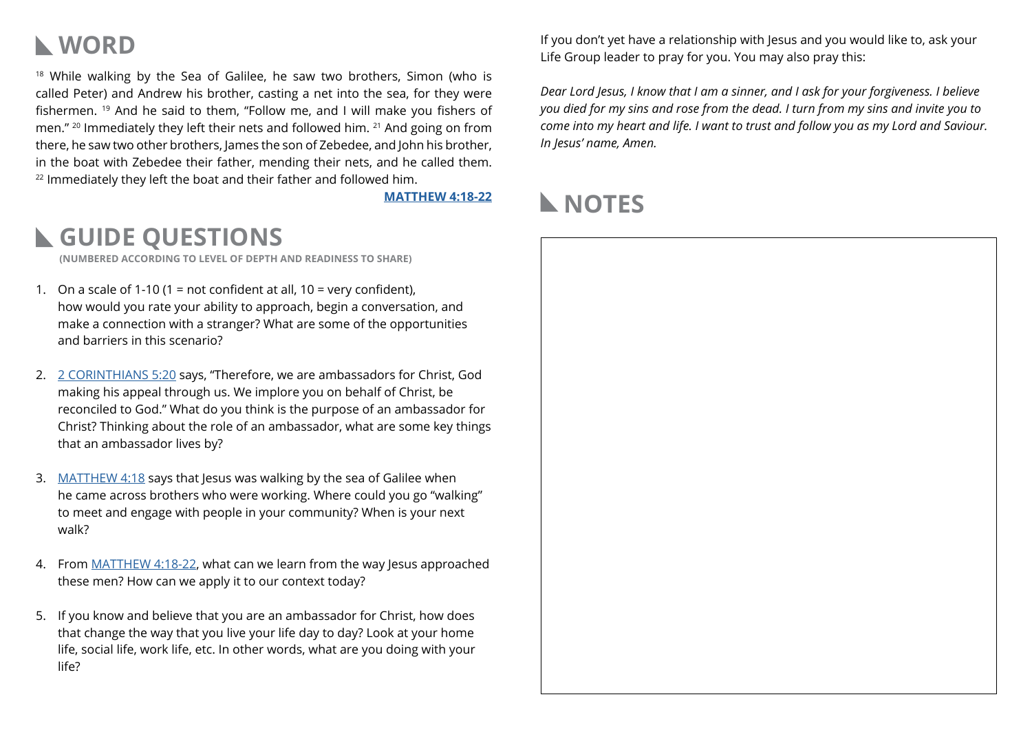## WORD

[18] While walking by the Sea of Galilee, he saw two brothers, Simon (who is called Peter) and Andrew his brother, casting a net into the sea, for they were fishermen. [19] And he said to them, "Follow me, and I will make you fishers of men." [20] Immediately they left their nets and followed him. [21] And going on from there, he saw two other brothers, James the son of Zebedee, and John his brother, in the boat with Zebedee their father, mending their nets, and he called them. [22] Immediately they left the boat and their father and followed him.

**MATTHEW 4:18-22**

## GUIDE QUESTIONS

**(NUMBERED ACCORDING TO LEVEL OF DEPTH AND READINESS TO SHARE)**

1. On a scale of 1-10 (1 = not confident at all, 10 = very confident), how would you rate your ability to approach, begin a conversation, and make a connection with a stranger? What are some of the opportunities and barriers in this scenario?

2. 2 CORINTHIANS 5:20 says, "Therefore, we are ambassadors for Christ, God making his appeal through us. We implore you on behalf of Christ, be reconciled to God." What do you think is the purpose of an ambassador for Christ? Thinking about the role of an ambassador, what are some key things that an ambassador lives by?

3. MATTHEW 4:18 says that Jesus was walking by the sea of Galilee when he came across brothers who were working. Where could you go "walking" to meet and engage with people in your community? When is your next walk?

4. From MATTHEW 4:18-22, what can we learn from the way Jesus approached these men? How can we apply it to our context today?

5. If you know and believe that you are an ambassador for Christ, how does that change the way that you live your life day to day? Look at your home life, social life, work life, etc. In other words, what are you doing with your life?

If you don't yet have a relationship with Jesus and you would like to, ask your Life Group leader to pray for you. You may also pray this:

*Dear Lord Jesus, I know that I am a sinner, and I ask for your forgiveness. I believe you died for my sins and rose from the dead. I turn from my sins and invite you to come into my heart and life. I want to trust and follow you as my Lord and Saviour. In Jesus' name, Amen.*

## NOTES